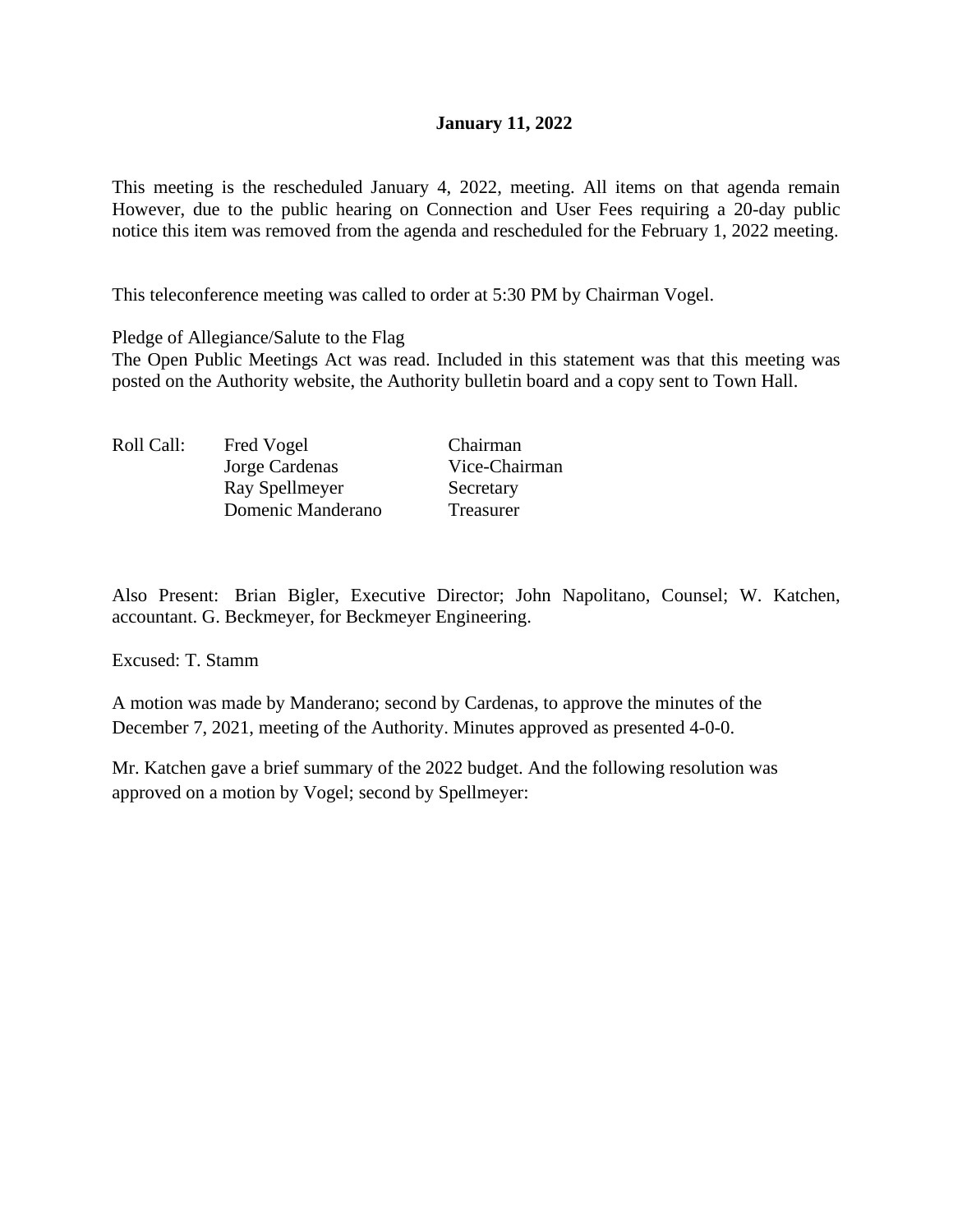**January 11, 2022**

This meeting is the rescheduled January 4, 2022, meeting. All items on that agenda remain However, due to the public hearing on Connection and User Fees requiring a 20-day public notice this item was removed from the agenda and rescheduled for the February 1, 2022 meeting.

This teleconference meeting was called to order at 5:30 PM by Chairman Vogel.

Pledge of Allegiance/Salute to the Flag
The Open Public Meetings Act was read. Included in this statement was that this meeting was posted on the Authority website, the Authority bulletin board and a copy sent to Town Hall.

| Roll Call: | Fred Vogel | Chairman |
|---|---|---|
| | Jorge Cardenas | Vice-Chairman |
| | Ray Spellmeyer | Secretary |
| | Domenic Manderano | Treasurer |

Also Present: Brian Bigler, Executive Director; John Napolitano, Counsel; W. Katchen, accountant. G. Beckmeyer, for Beckmeyer Engineering.

Excused: T. Stamm

A motion was made by Manderano; second by Cardenas, to approve the minutes of the December 7, 2021, meeting of the Authority. Minutes approved as presented 4-0-0.

Mr. Katchen gave a brief summary of the 2022 budget. And the following resolution was approved on a motion by Vogel; second by Spellmeyer: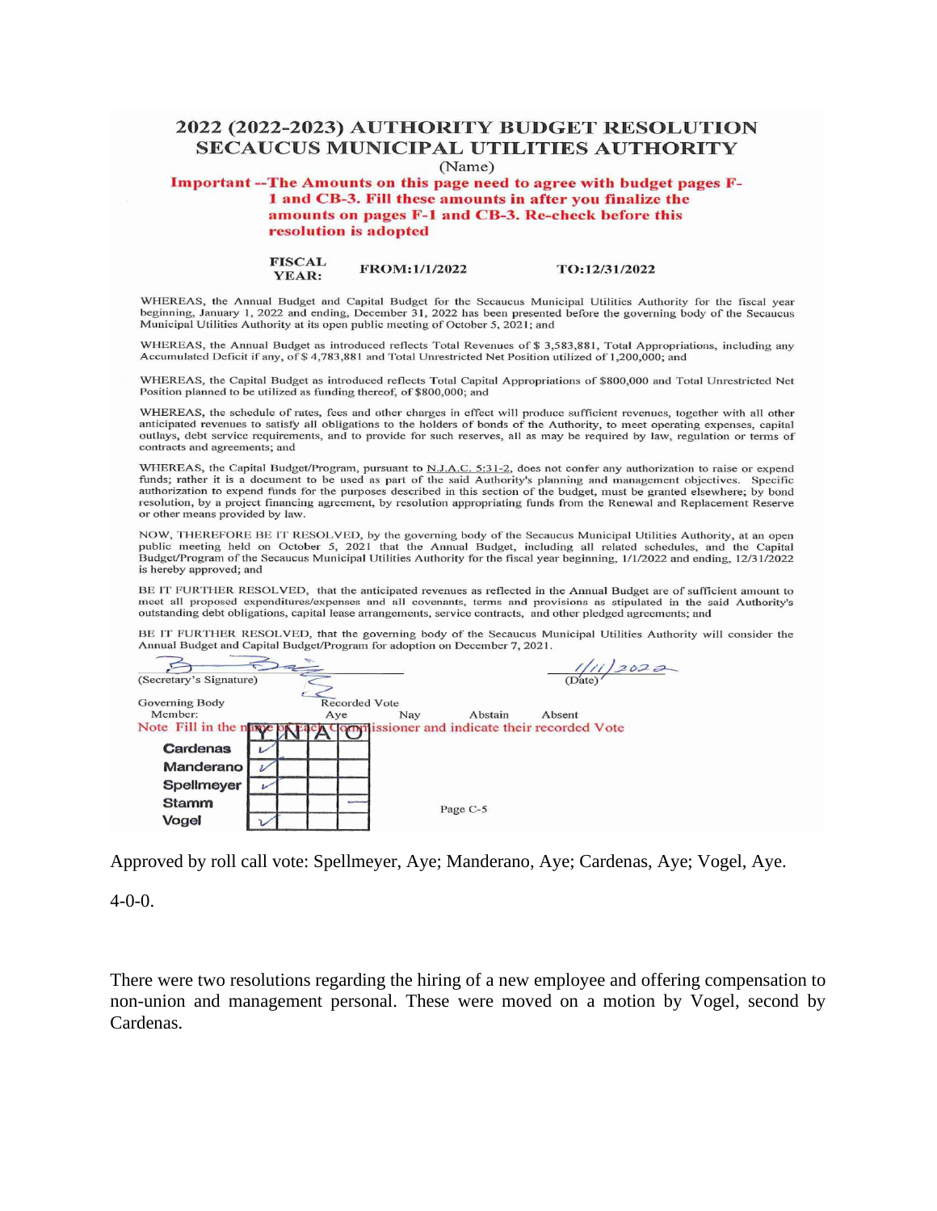# 2022 (2022-2023) AUTHORITY BUDGET RESOLUTION
# SECAUCUS MUNICIPAL UTILITIES AUTHORITY

(Name)

**Important --The Amounts on this page need to agree with budget pages F-1 and CB-3. Fill these amounts in after you finalize the amounts on pages F-1 and CB-3. Re-check before this resolution is adopted**

**FISCAL YEAR:** **FROM:1/1/2022** **TO:12/31/2022**

WHEREAS, the Annual Budget and Capital Budget for the Secaucus Municipal Utilities Authority for the fiscal year beginning, January 1, 2022 and ending, December 31, 2022 has been presented before the governing body of the Secaucus Municipal Utilities Authority at its open public meeting of October 5, 2021; and

WHEREAS, the Annual Budget as introduced reflects Total Revenues of $ 3,583,881, Total Appropriations, including any Accumulated Deficit if any, of $ 4,783,881 and Total Unrestricted Net Position utilized of 1,200,000; and

WHEREAS, the Capital Budget as introduced reflects Total Capital Appropriations of $800,000 and Total Unrestricted Net Position planned to be utilized as funding thereof, of $800,000; and

WHEREAS, the schedule of rates, fees and other charges in effect will produce sufficient revenues, together with all other anticipated revenues to satisfy all obligations to the holders of bonds of the Authority, to meet operating expenses, capital outlays, debt service requirements, and to provide for such reserves, all as may be required by law, regulation or terms of contracts and agreements; and

WHEREAS, the Capital Budget/Program, pursuant to N.J.A.C. 5:31-2, does not confer any authorization to raise or expend funds; rather it is a document to be used as part of the said Authority's planning and management objectives. Specific authorization to expend funds for the purposes described in this section of the budget, must be granted elsewhere; by bond resolution, by a project financing agreement, by resolution appropriating funds from the Renewal and Replacement Reserve or other means provided by law.

NOW, THEREFORE BE IT RESOLVED, by the governing body of the Secaucus Municipal Utilities Authority, at an open public meeting held on October 5, 2021 that the Annual Budget, including all related schedules, and the Capital Budget/Program of the Secaucus Municipal Utilities Authority for the fiscal year beginning, 1/1/2022 and ending, 12/31/2022 is hereby approved; and

BE IT FURTHER RESOLVED, that the anticipated revenues as reflected in the Annual Budget are of sufficient amount to meet all proposed expenditures/expenses and all covenants, terms and provisions as stipulated in the said Authority's outstanding debt obligations, capital lease arrangements, service contracts, and other pledged agreements; and

BE IT FURTHER RESOLVED, that the governing body of the Secaucus Municipal Utilities Authority will consider the Annual Budget and Capital Budget/Program for adoption on December 7, 2021.

(Secretary's Signature) (Date) 1/11/2022

Governing Body Member: Recorded Vote

Note Fill in the name of Each Commissioner and indicate their recorded Vote

| Governing Body Member | Aye (Y) | Nay (N) | Abstain (A) | Absent (O) |
|---|---|---|---|---|
| Cardenas | ✓ | | | |
| Manderano | ✓ | | | |
| Spellmeyer | ✓ | | | |
| Stamm | | | | — |
| Vogel | ✓ | | | |

Page C-5

Approved by roll call vote: Spellmeyer, Aye; Manderano, Aye; Cardenas, Aye; Vogel, Aye.

4-0-0.

There were two resolutions regarding the hiring of a new employee and offering compensation to non-union and management personal. These were moved on a motion by Vogel, second by Cardenas.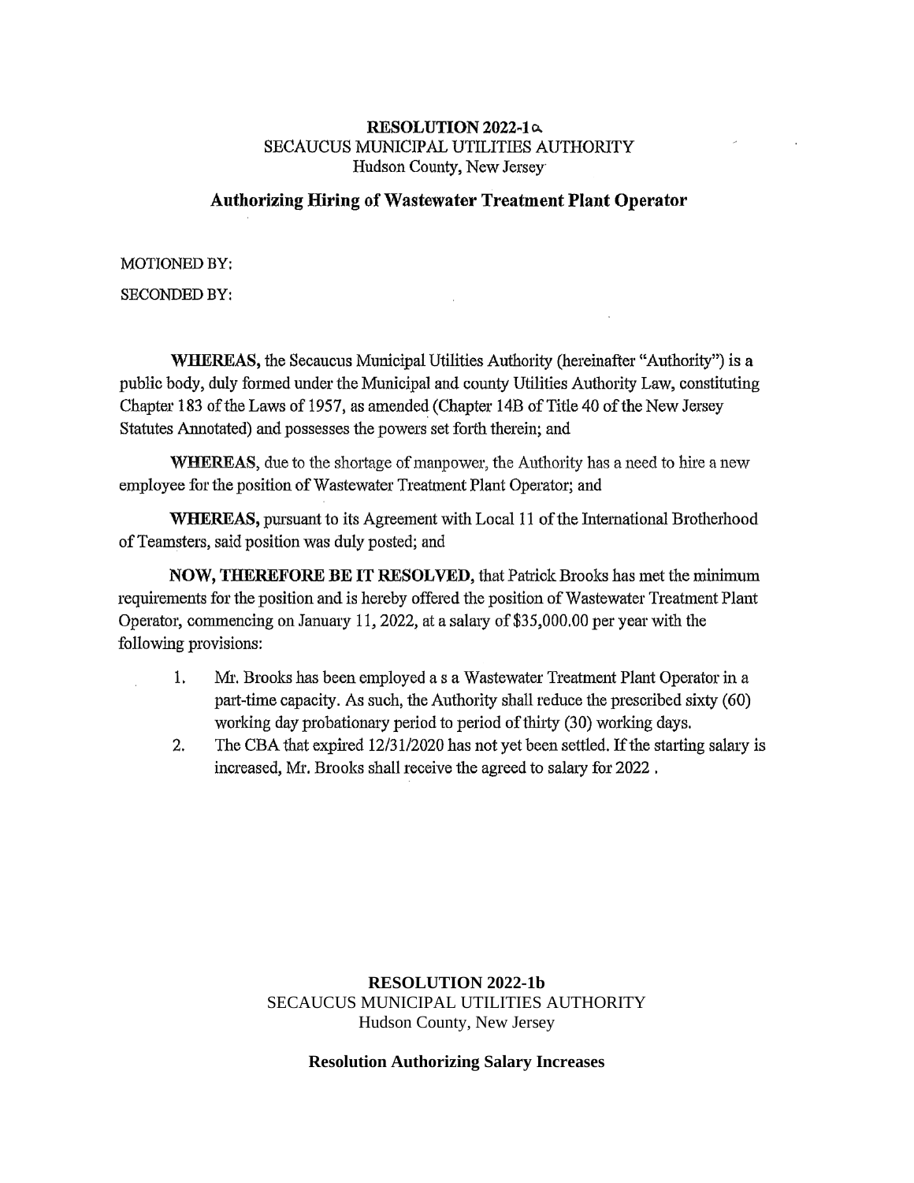**RESOLUTION 2022-1a**
SECAUCUS MUNICIPAL UTILITIES AUTHORITY
Hudson County, New Jersey

**Authorizing Hiring of Wastewater Treatment Plant Operator**

MOTIONED BY:

SECONDED BY:

**WHEREAS,** the Secaucus Municipal Utilities Authority (hereinafter "Authority") is a public body, duly formed under the Municipal and county Utilities Authority Law, constituting Chapter 183 of the Laws of 1957, as amended (Chapter 14B of Title 40 of the New Jersey Statutes Annotated) and possesses the powers set forth therein; and

**WHEREAS,** due to the shortage of manpower, the Authority has a need to hire a new employee for the position of Wastewater Treatment Plant Operator; and

**WHEREAS,** pursuant to its Agreement with Local 11 of the International Brotherhood of Teamsters, said position was duly posted; and

**NOW, THEREFORE BE IT RESOLVED,** that Patrick Brooks has met the minimum requirements for the position and is hereby offered the position of Wastewater Treatment Plant Operator, commencing on January 11, 2022, at a salary of $35,000.00 per year with the following provisions:

1. Mr. Brooks has been employed a s a Wastewater Treatment Plant Operator in a part-time capacity. As such, the Authority shall reduce the prescribed sixty (60) working day probationary period to period of thirty (30) working days.
2. The CBA that expired 12/31/2020 has not yet been settled. If the starting salary is increased, Mr. Brooks shall receive the agreed to salary for 2022 .

**RESOLUTION 2022-1b**
SECAUCUS MUNICIPAL UTILITIES AUTHORITY
Hudson County, New Jersey

**Resolution Authorizing Salary Increases**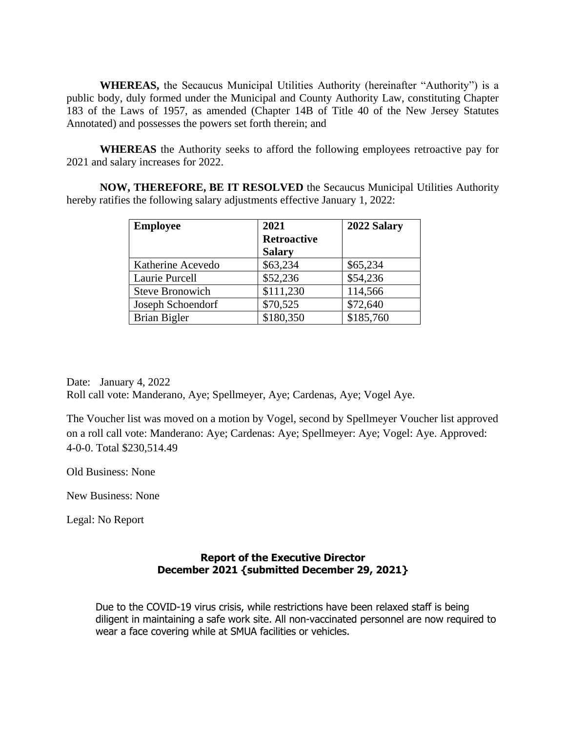**WHEREAS,** the Secaucus Municipal Utilities Authority (hereinafter "Authority") is a public body, duly formed under the Municipal and County Authority Law, constituting Chapter 183 of the Laws of 1957, as amended (Chapter 14B of Title 40 of the New Jersey Statutes Annotated) and possesses the powers set forth therein; and

**WHEREAS** the Authority seeks to afford the following employees retroactive pay for 2021 and salary increases for 2022.

**NOW, THEREFORE, BE IT RESOLVED** the Secaucus Municipal Utilities Authority hereby ratifies the following salary adjustments effective January 1, 2022:

| Employee | 2021 Retroactive Salary | 2022 Salary |
|---|---|---|
| Katherine Acevedo | $63,234 | $65,234 |
| Laurie Purcell | $52,236 | $54,236 |
| Steve Bronowich | $111,230 | 114,566 |
| Joseph Schoendorf | $70,525 | $72,640 |
| Brian Bigler | $180,350 | $185,760 |

Date: January 4, 2022
Roll call vote: Manderano, Aye; Spellmeyer, Aye; Cardenas, Aye; Vogel Aye.

The Voucher list was moved on a motion by Vogel, second by Spellmeyer Voucher list approved on a roll call vote: Manderano: Aye; Cardenas: Aye; Spellmeyer: Aye; Vogel: Aye. Approved: 4-0-0. Total $230,514.49

Old Business: None

New Business: None

Legal: No Report

**Report of the Executive Director**
**December 2021 {submitted December 29, 2021}**

Due to the COVID-19 virus crisis, while restrictions have been relaxed staff is being diligent in maintaining a safe work site. All non-vaccinated personnel are now required to wear a face covering while at SMUA facilities or vehicles.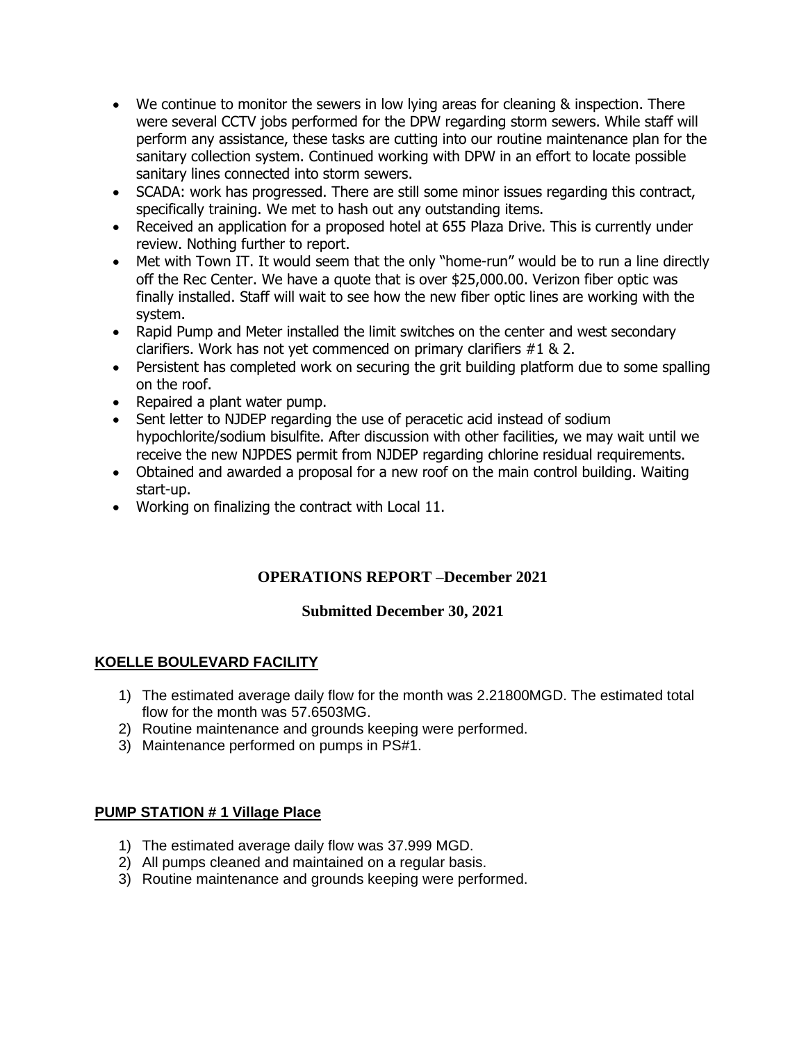- We continue to monitor the sewers in low lying areas for cleaning & inspection. There were several CCTV jobs performed for the DPW regarding storm sewers. While staff will perform any assistance, these tasks are cutting into our routine maintenance plan for the sanitary collection system. Continued working with DPW in an effort to locate possible sanitary lines connected into storm sewers.
- SCADA: work has progressed. There are still some minor issues regarding this contract, specifically training. We met to hash out any outstanding items.
- Received an application for a proposed hotel at 655 Plaza Drive. This is currently under review. Nothing further to report.
- Met with Town IT. It would seem that the only "home-run" would be to run a line directly off the Rec Center. We have a quote that is over $25,000.00. Verizon fiber optic was finally installed. Staff will wait to see how the new fiber optic lines are working with the system.
- Rapid Pump and Meter installed the limit switches on the center and west secondary clarifiers. Work has not yet commenced on primary clarifiers #1 & 2.
- Persistent has completed work on securing the grit building platform due to some spalling on the roof.
- Repaired a plant water pump.
- Sent letter to NJDEP regarding the use of peracetic acid instead of sodium hypochlorite/sodium bisulfite. After discussion with other facilities, we may wait until we receive the new NJPDES permit from NJDEP regarding chlorine residual requirements.
- Obtained and awarded a proposal for a new roof on the main control building. Waiting start-up.
- Working on finalizing the contract with Local 11.

## OPERATIONS REPORT –December 2021

### Submitted December 30, 2021

**KOELLE BOULEVARD FACILITY**

1) The estimated average daily flow for the month was 2.21800MGD. The estimated total flow for the month was 57.6503MG.
2) Routine maintenance and grounds keeping were performed.
3) Maintenance performed on pumps in PS#1.

**PUMP STATION # 1 Village Place**

1) The estimated average daily flow was 37.999 MGD.
2) All pumps cleaned and maintained on a regular basis.
3) Routine maintenance and grounds keeping were performed.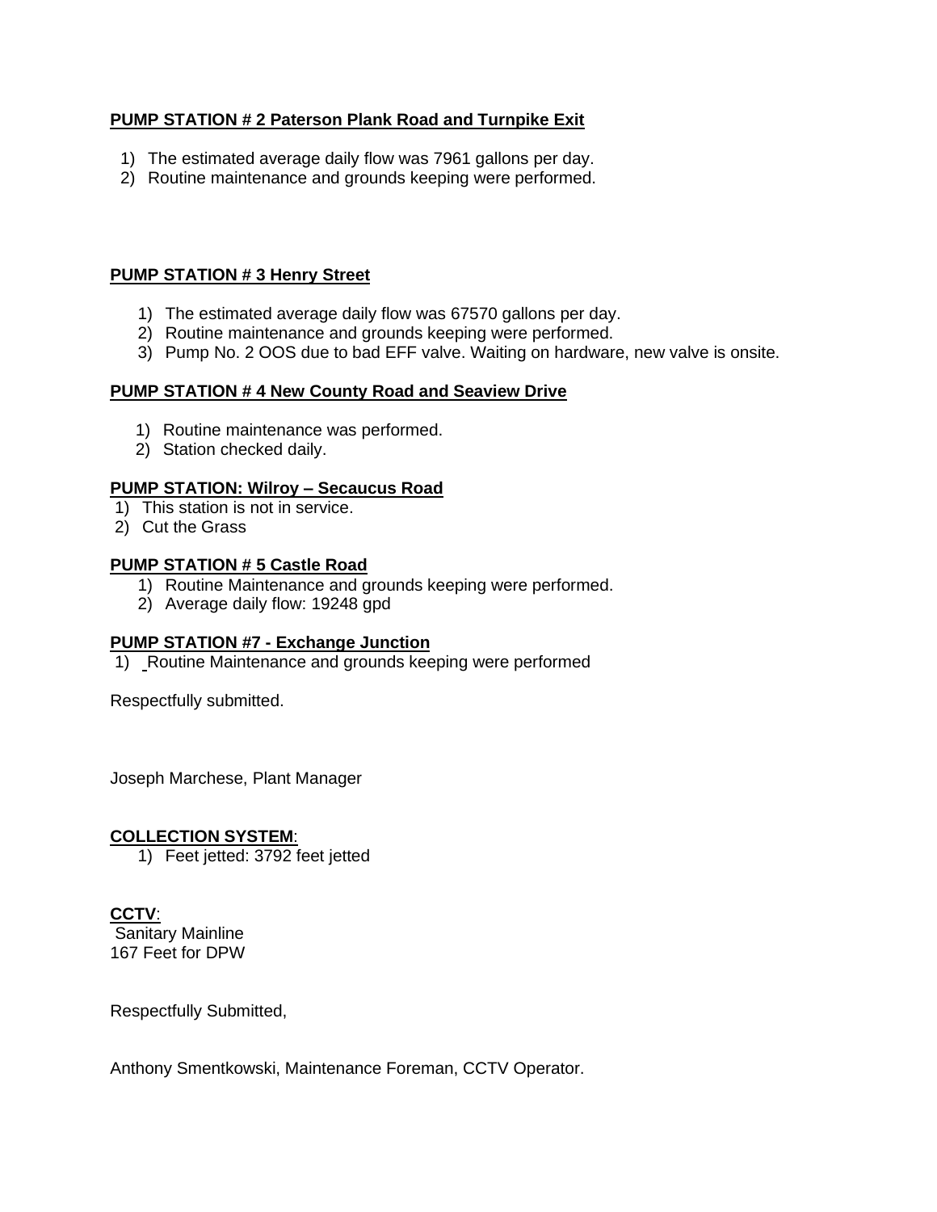**PUMP STATION # 2 Paterson Plank Road and Turnpike Exit**

1) The estimated average daily flow was 7961 gallons per day.
2) Routine maintenance and grounds keeping were performed.

**PUMP STATION # 3 Henry Street**

1) The estimated average daily flow was 67570 gallons per day.
2) Routine maintenance and grounds keeping were performed.
3) Pump No. 2 OOS due to bad EFF valve. Waiting on hardware, new valve is onsite.

**PUMP STATION # 4 New County Road and Seaview Drive**

1) Routine maintenance was performed.
2) Station checked daily.

**PUMP STATION: Wilroy – Secaucus Road**

1) This station is not in service.
2) Cut the Grass

**PUMP STATION # 5 Castle Road**

1) Routine Maintenance and grounds keeping were performed.
2) Average daily flow: 19248 gpd

**PUMP STATION #7 - Exchange Junction**

1) Routine Maintenance and grounds keeping were performed

Respectfully submitted.

Joseph Marchese, Plant Manager

**COLLECTION SYSTEM**:

1) Feet jetted: 3792 feet jetted

**CCTV**:

Sanitary Mainline
167 Feet for DPW

Respectfully Submitted,

Anthony Smentkowski, Maintenance Foreman, CCTV Operator.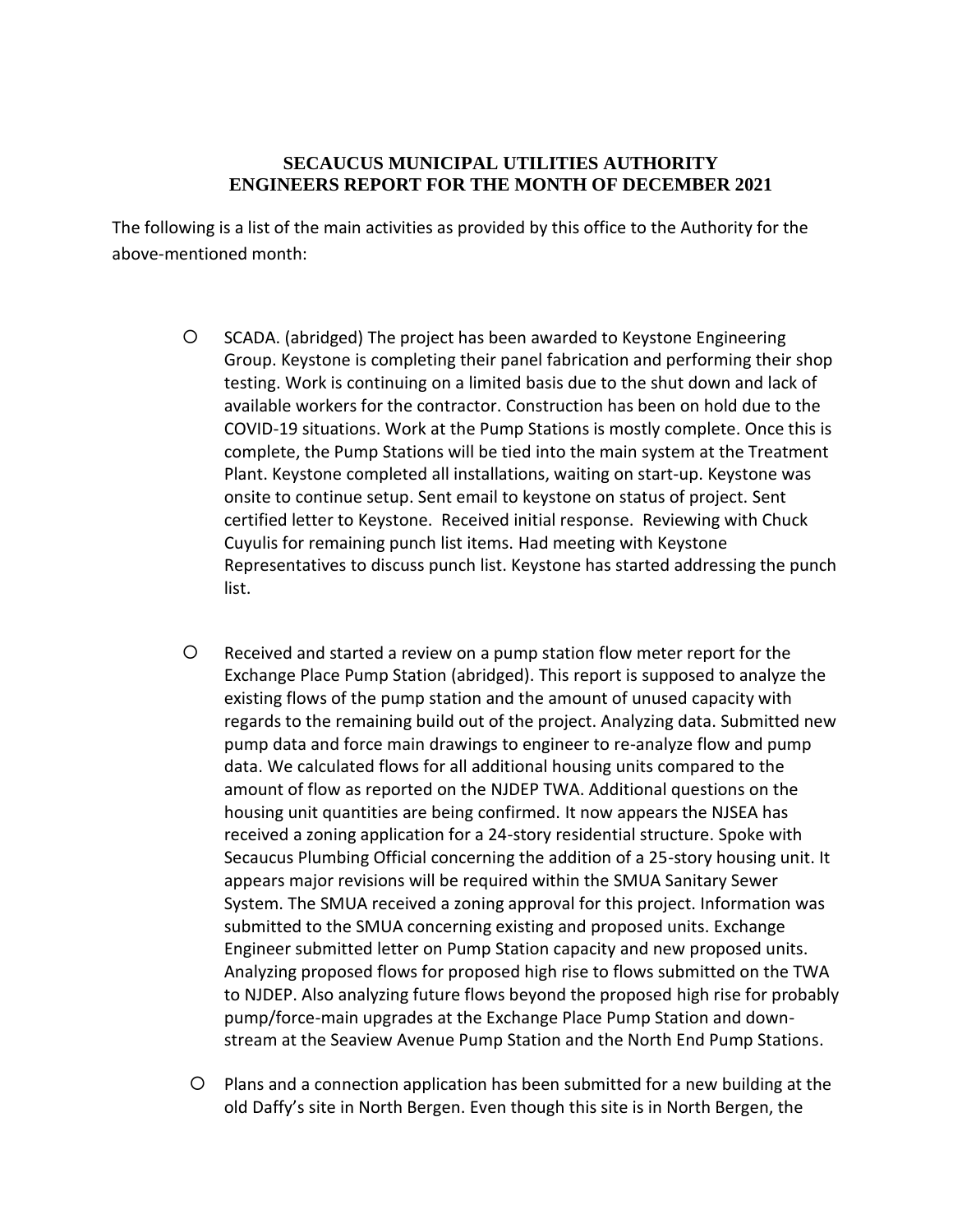**SECAUCUS MUNICIPAL UTILITIES AUTHORITY**
**ENGINEERS REPORT FOR THE MONTH OF DECEMBER 2021**

The following is a list of the main activities as provided by this office to the Authority for the above-mentioned month:

- SCADA. (abridged) The project has been awarded to Keystone Engineering Group. Keystone is completing their panel fabrication and performing their shop testing. Work is continuing on a limited basis due to the shut down and lack of available workers for the contractor. Construction has been on hold due to the COVID-19 situations. Work at the Pump Stations is mostly complete. Once this is complete, the Pump Stations will be tied into the main system at the Treatment Plant. Keystone completed all installations, waiting on start-up. Keystone was onsite to continue setup. Sent email to keystone on status of project. Sent certified letter to Keystone. Received initial response. Reviewing with Chuck Cuyulis for remaining punch list items. Had meeting with Keystone Representatives to discuss punch list. Keystone has started addressing the punch list.

- Received and started a review on a pump station flow meter report for the Exchange Place Pump Station (abridged). This report is supposed to analyze the existing flows of the pump station and the amount of unused capacity with regards to the remaining build out of the project. Analyzing data. Submitted new pump data and force main drawings to engineer to re-analyze flow and pump data. We calculated flows for all additional housing units compared to the amount of flow as reported on the NJDEP TWA. Additional questions on the housing unit quantities are being confirmed. It now appears the NJSEA has received a zoning application for a 24-story residential structure. Spoke with Secaucus Plumbing Official concerning the addition of a 25-story housing unit. It appears major revisions will be required within the SMUA Sanitary Sewer System. The SMUA received a zoning approval for this project. Information was submitted to the SMUA concerning existing and proposed units. Exchange Engineer submitted letter on Pump Station capacity and new proposed units. Analyzing proposed flows for proposed high rise to flows submitted on the TWA to NJDEP. Also analyzing future flows beyond the proposed high rise for probably pump/force-main upgrades at the Exchange Place Pump Station and down-stream at the Seaview Avenue Pump Station and the North End Pump Stations.

- Plans and a connection application has been submitted for a new building at the old Daffy's site in North Bergen. Even though this site is in North Bergen, the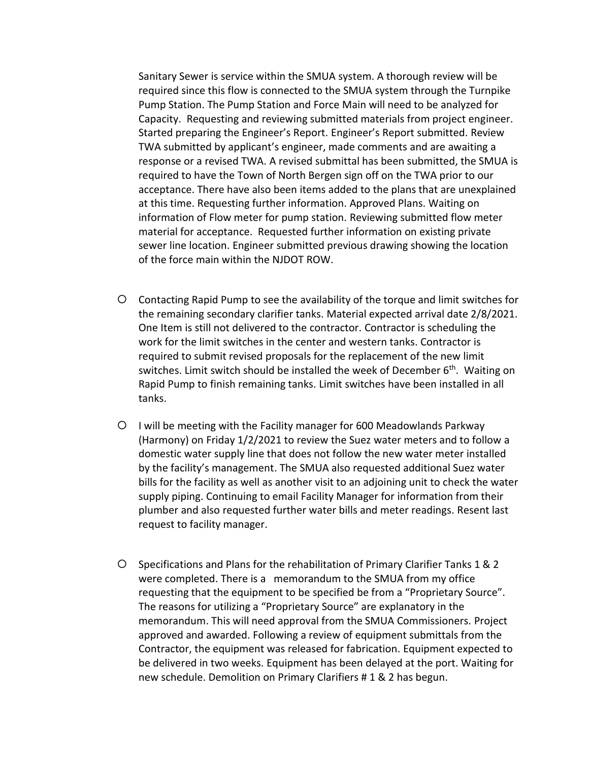Sanitary Sewer is service within the SMUA system. A thorough review will be required since this flow is connected to the SMUA system through the Turnpike Pump Station. The Pump Station and Force Main will need to be analyzed for Capacity. Requesting and reviewing submitted materials from project engineer. Started preparing the Engineer's Report. Engineer's Report submitted. Review TWA submitted by applicant's engineer, made comments and are awaiting a response or a revised TWA. A revised submittal has been submitted, the SMUA is required to have the Town of North Bergen sign off on the TWA prior to our acceptance. There have also been items added to the plans that are unexplained at this time. Requesting further information. Approved Plans. Waiting on information of Flow meter for pump station. Reviewing submitted flow meter material for acceptance. Requested further information on existing private sewer line location. Engineer submitted previous drawing showing the location of the force main within the NJDOT ROW.

- Contacting Rapid Pump to see the availability of the torque and limit switches for the remaining secondary clarifier tanks. Material expected arrival date 2/8/2021. One Item is still not delivered to the contractor. Contractor is scheduling the work for the limit switches in the center and western tanks. Contractor is required to submit revised proposals for the replacement of the new limit switches. Limit switch should be installed the week of December 6th. Waiting on Rapid Pump to finish remaining tanks. Limit switches have been installed in all tanks.

- I will be meeting with the Facility manager for 600 Meadowlands Parkway (Harmony) on Friday 1/2/2021 to review the Suez water meters and to follow a domestic water supply line that does not follow the new water meter installed by the facility's management. The SMUA also requested additional Suez water bills for the facility as well as another visit to an adjoining unit to check the water supply piping. Continuing to email Facility Manager for information from their plumber and also requested further water bills and meter readings. Resent last request to facility manager.

- Specifications and Plans for the rehabilitation of Primary Clarifier Tanks 1 & 2 were completed. There is a memorandum to the SMUA from my office requesting that the equipment to be specified be from a "Proprietary Source". The reasons for utilizing a "Proprietary Source" are explanatory in the memorandum. This will need approval from the SMUA Commissioners. Project approved and awarded. Following a review of equipment submittals from the Contractor, the equipment was released for fabrication. Equipment expected to be delivered in two weeks. Equipment has been delayed at the port. Waiting for new schedule. Demolition on Primary Clarifiers # 1 & 2 has begun.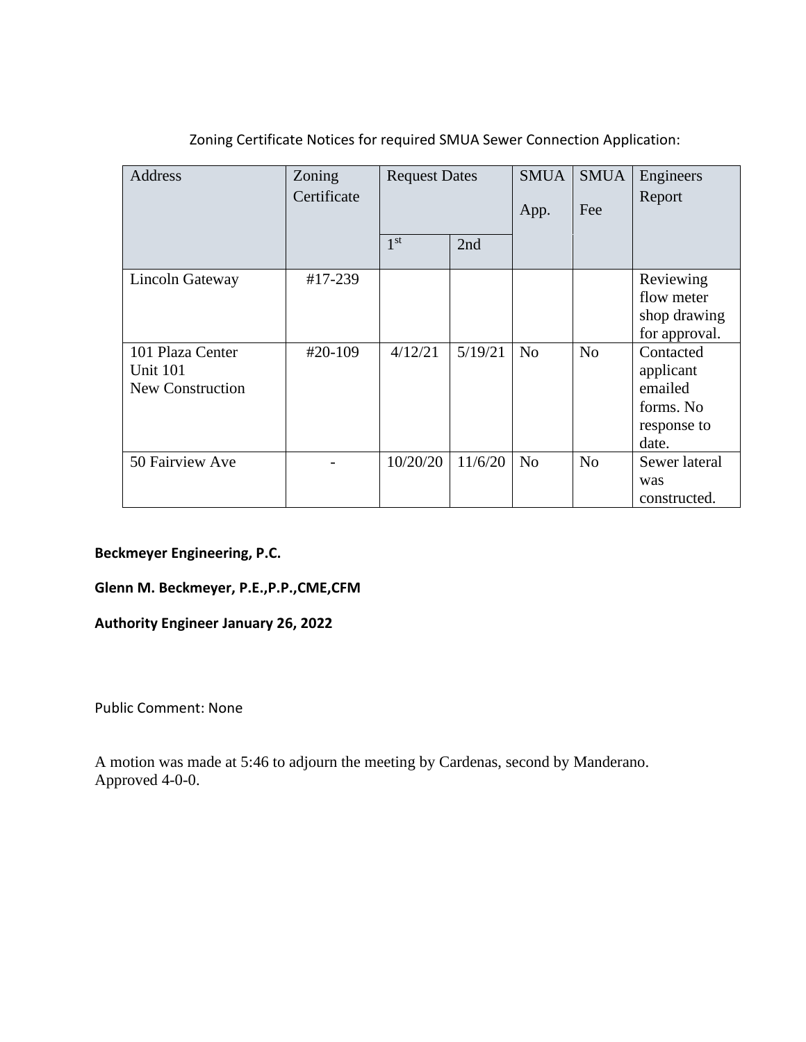Zoning Certificate Notices for required SMUA Sewer Connection Application:

| Address | Zoning Certificate | Request Dates | | SMUA App. | SMUA Fee | Engineers Report |
|---|---|---|---|---|---|---|
| | | 1st | 2nd | | | |
| Lincoln Gateway | #17-239 | | | | | Reviewing flow meter shop drawing for approval. |
| 101 Plaza Center Unit 101 New Construction | #20-109 | 4/12/21 | 5/19/21 | No | No | Contacted applicant emailed forms. No response to date. |
| 50 Fairview Ave | - | 10/20/20 | 11/6/20 | No | No | Sewer lateral was constructed. |

**Beckmeyer Engineering, P.C.**

**Glenn M. Beckmeyer, P.E.,P.P.,CME,CFM**

**Authority Engineer January 26, 2022**

Public Comment: None

A motion was made at 5:46 to adjourn the meeting by Cardenas, second by Manderano. Approved 4-0-0.